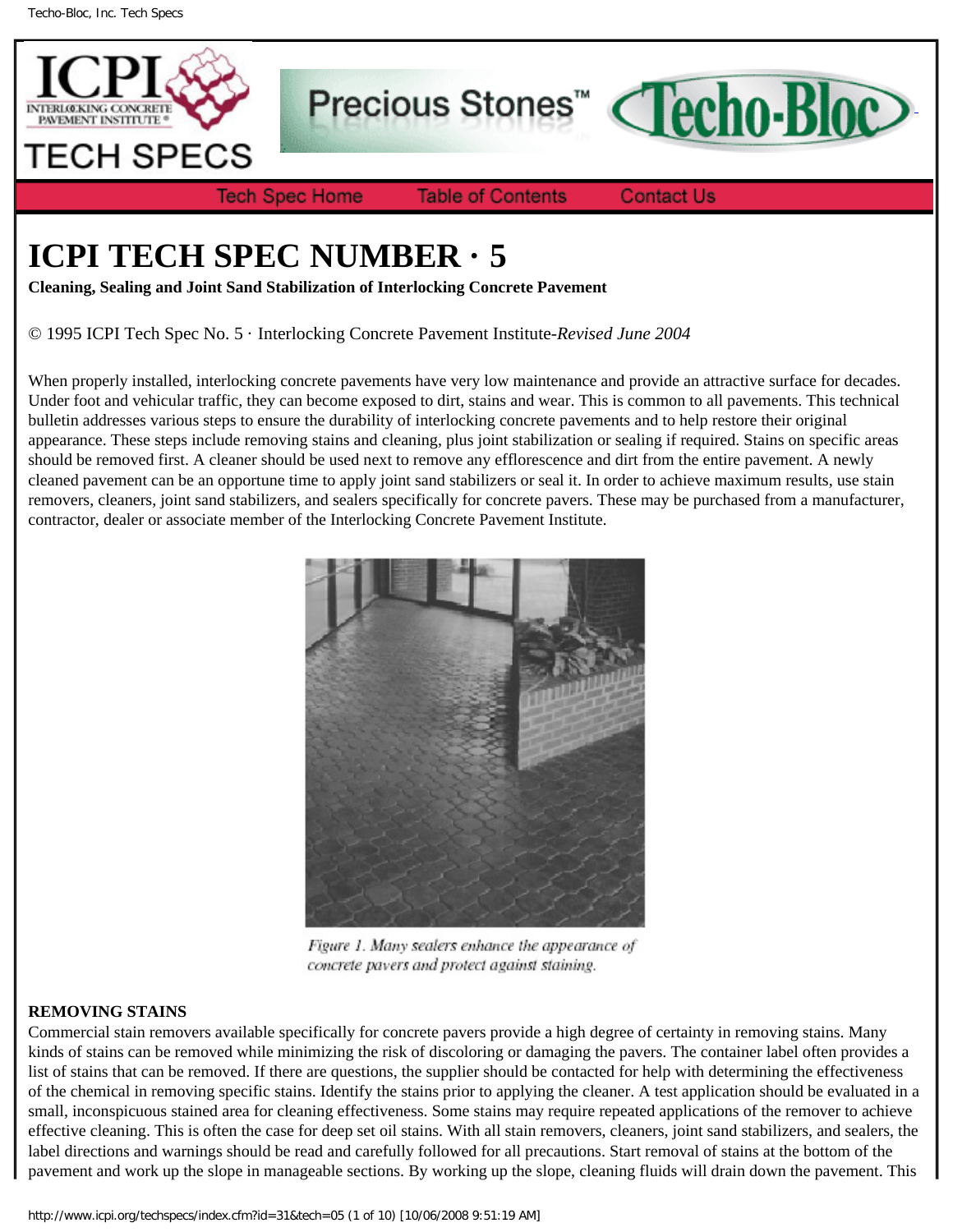# ICPI TECH SPEC NUMBER · 5

**Cleaning, Sealing and Joint Sand Stabilization of Interlocking Concrete Pavement**

© 1995 ICPI Tech Spec No. 5 · Interlocking Concrete Pavement Institute-*Revised June 2004*

When properly installed, interlocking concrete pavements have very low maintenance and provide an attractive surface for decades. Under foot and vehicular traffic, they can become exposed to dirt, stains and wear. This is common to all pavements. This technical bulletin addresses various steps to ensure the durability of interlocking concrete pavements and to help restore their original appearance. These steps include removing stains and cleaning, plus joint stabilization or sealing if required. Stains on specific areas should be removed first. A cleaner should be used next to remove any efflorescence and dirt from the entire pavement. A newly cleaned pavement can be an opportune time to apply joint sand stabilizers or seal it. In order to achieve maximum results, use stain removers, cleaners, joint sand stabilizers, and sealers specifically for concrete pavers. These may be purchased from a manufacturer, contractor, dealer or associate member of the Interlocking Concrete Pavement Institute.

*Figure 1. Many sealers enhance the appearance of concrete pavers and protect against staining.*

## REMOVING STAINS

Commercial stain removers available specifically for concrete pavers provide a high degree of certainty in removing stains. Many kinds of stains can be removed while minimizing the risk of discoloring or damaging the pavers. The container label often provides a list of stains that can be removed. If there are questions, the supplier should be contacted for help with determining the effectiveness of the chemical in removing specific stains. Identify the stains prior to applying the cleaner. A test application should be evaluated in a small, inconspicuous stained area for cleaning effectiveness. Some stains may require repeated applications of the remover to achieve effective cleaning. This is often the case for deep set oil stains. With all stain removers, cleaners, joint sand stabilizers, and sealers, the label directions and warnings should be read and carefully followed for all precautions. Start removal of stains at the bottom of the pavement and work up the slope in manageable sections. By working up the slope, cleaning fluids will drain down the pavement. This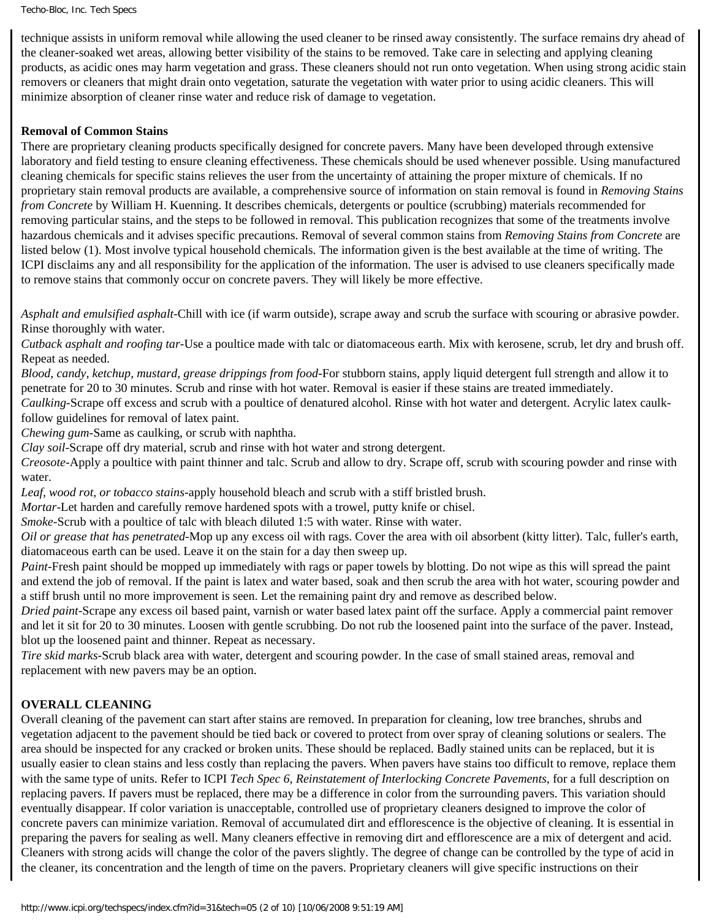technique assists in uniform removal while allowing the used cleaner to be rinsed away consistently. The surface remains dry ahead of the cleaner-soaked wet areas, allowing better visibility of the stains to be removed. Take care in selecting and applying cleaning products, as acidic ones may harm vegetation and grass. These cleaners should not run onto vegetation. When using strong acidic stain removers or cleaners that might drain onto vegetation, saturate the vegetation with water prior to using acidic cleaners. This will minimize absorption of cleaner rinse water and reduce risk of damage to vegetation.

**Removal of Common Stains**

There are proprietary cleaning products specifically designed for concrete pavers. Many have been developed through extensive laboratory and field testing to ensure cleaning effectiveness. These chemicals should be used whenever possible. Using manufactured cleaning chemicals for specific stains relieves the user from the uncertainty of attaining the proper mixture of chemicals. If no proprietary stain removal products are available, a comprehensive source of information on stain removal is found in *Removing Stains from Concrete* by William H. Kuenning. It describes chemicals, detergents or poultice (scrubbing) materials recommended for removing particular stains, and the steps to be followed in removal. This publication recognizes that some of the treatments involve hazardous chemicals and it advises specific precautions. Removal of several common stains from *Removing Stains from Concrete* are listed below (1). Most involve typical household chemicals. The information given is the best available at the time of writing. The ICPI disclaims any and all responsibility for the application of the information. The user is advised to use cleaners specifically made to remove stains that commonly occur on concrete pavers. They will likely be more effective.

*Asphalt and emulsified asphalt*-Chill with ice (if warm outside), scrape away and scrub the surface with scouring or abrasive powder. Rinse thoroughly with water.
*Cutback asphalt and roofing tar*-Use a poultice made with talc or diatomaceous earth. Mix with kerosene, scrub, let dry and brush off. Repeat as needed.
*Blood, candy, ketchup, mustard, grease drippings from food*-For stubborn stains, apply liquid detergent full strength and allow it to penetrate for 20 to 30 minutes. Scrub and rinse with hot water. Removal is easier if these stains are treated immediately.
*Caulking*-Scrape off excess and scrub with a poultice of denatured alcohol. Rinse with hot water and detergent. Acrylic latex caulk-follow guidelines for removal of latex paint.
*Chewing gum*-Same as caulking, or scrub with naphtha.
*Clay soil*-Scrape off dry material, scrub and rinse with hot water and strong detergent.
*Creosote*-Apply a poultice with paint thinner and talc. Scrub and allow to dry. Scrape off, scrub with scouring powder and rinse with water.
*Leaf, wood rot, or tobacco stains*-apply household bleach and scrub with a stiff bristled brush.
*Mortar*-Let harden and carefully remove hardened spots with a trowel, putty knife or chisel.
*Smoke*-Scrub with a poultice of talc with bleach diluted 1:5 with water. Rinse with water.
*Oil or grease that has penetrated*-Mop up any excess oil with rags. Cover the area with oil absorbent (kitty litter). Talc, fuller's earth, diatomaceous earth can be used. Leave it on the stain for a day then sweep up.
*Paint*-Fresh paint should be mopped up immediately with rags or paper towels by blotting. Do not wipe as this will spread the paint and extend the job of removal. If the paint is latex and water based, soak and then scrub the area with hot water, scouring powder and a stiff brush until no more improvement is seen. Let the remaining paint dry and remove as described below.
*Dried paint*-Scrape any excess oil based paint, varnish or water based latex paint off the surface. Apply a commercial paint remover and let it sit for 20 to 30 minutes. Loosen with gentle scrubbing. Do not rub the loosened paint into the surface of the paver. Instead, blot up the loosened paint and thinner. Repeat as necessary.
*Tire skid marks*-Scrub black area with water, detergent and scouring powder. In the case of small stained areas, removal and replacement with new pavers may be an option.

**OVERALL CLEANING**

Overall cleaning of the pavement can start after stains are removed. In preparation for cleaning, low tree branches, shrubs and vegetation adjacent to the pavement should be tied back or covered to protect from over spray of cleaning solutions or sealers. The area should be inspected for any cracked or broken units. These should be replaced. Badly stained units can be replaced, but it is usually easier to clean stains and less costly than replacing the pavers. When pavers have stains too difficult to remove, replace them with the same type of units. Refer to ICPI *Tech Spec 6, Reinstatement of Interlocking Concrete Pavements*, for a full description on replacing pavers. If pavers must be replaced, there may be a difference in color from the surrounding pavers. This variation should eventually disappear. If color variation is unacceptable, controlled use of proprietary cleaners designed to improve the color of concrete pavers can minimize variation. Removal of accumulated dirt and efflorescence is the objective of cleaning. It is essential in preparing the pavers for sealing as well. Many cleaners effective in removing dirt and efflorescence are a mix of detergent and acid. Cleaners with strong acids will change the color of the pavers slightly. The degree of change can be controlled by the type of acid in the cleaner, its concentration and the length of time on the pavers. Proprietary cleaners will give specific instructions on their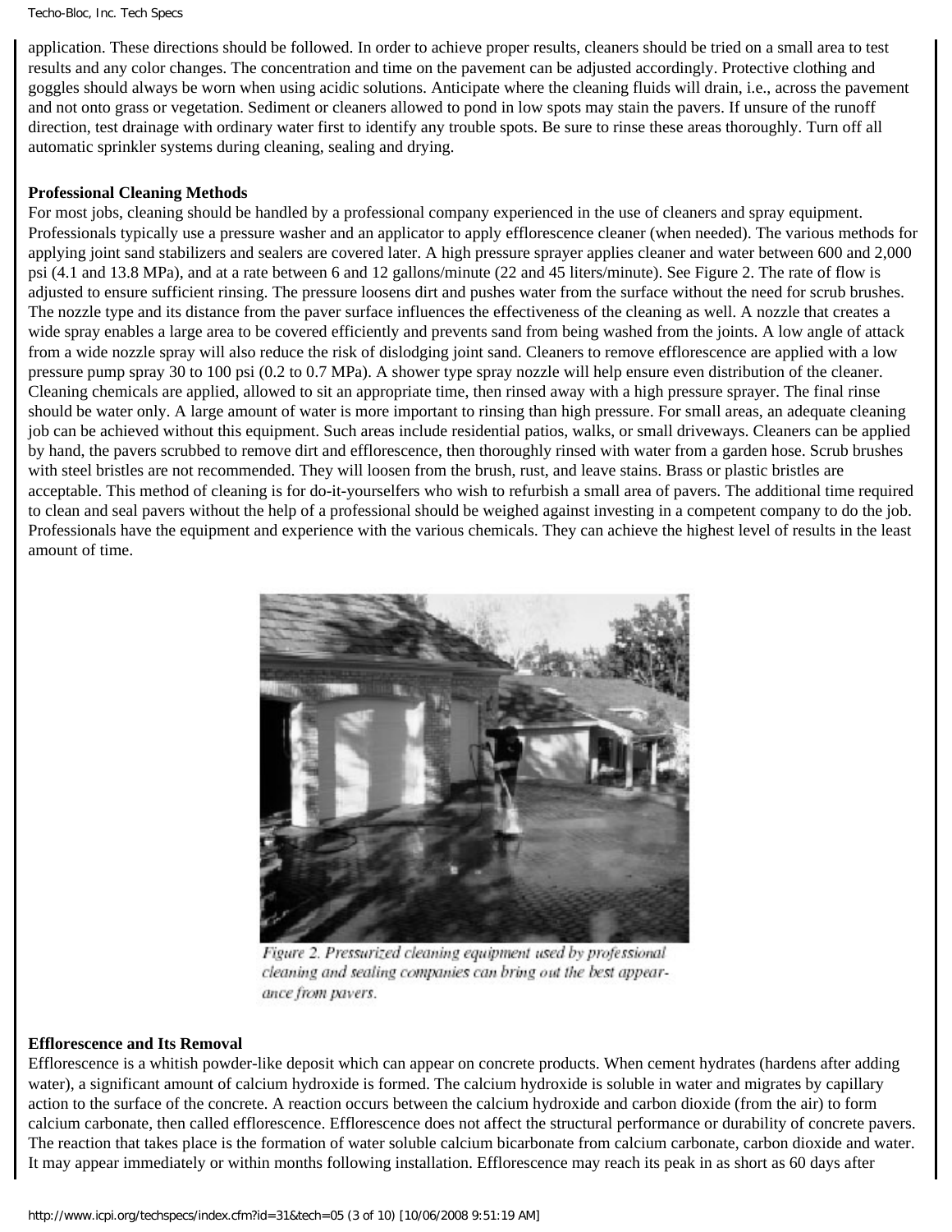application. These directions should be followed. In order to achieve proper results, cleaners should be tried on a small area to test results and any color changes. The concentration and time on the pavement can be adjusted accordingly. Protective clothing and goggles should always be worn when using acidic solutions. Anticipate where the cleaning fluids will drain, i.e., across the pavement and not onto grass or vegetation. Sediment or cleaners allowed to pond in low spots may stain the pavers. If unsure of the runoff direction, test drainage with ordinary water first to identify any trouble spots. Be sure to rinse these areas thoroughly. Turn off all automatic sprinkler systems during cleaning, sealing and drying.

**Professional Cleaning Methods**

For most jobs, cleaning should be handled by a professional company experienced in the use of cleaners and spray equipment. Professionals typically use a pressure washer and an applicator to apply efflorescence cleaner (when needed). The various methods for applying joint sand stabilizers and sealers are covered later. A high pressure sprayer applies cleaner and water between 600 and 2,000 psi (4.1 and 13.8 MPa), and at a rate between 6 and 12 gallons/minute (22 and 45 liters/minute). See Figure 2. The rate of flow is adjusted to ensure sufficient rinsing. The pressure loosens dirt and pushes water from the surface without the need for scrub brushes. The nozzle type and its distance from the paver surface influences the effectiveness of the cleaning as well. A nozzle that creates a wide spray enables a large area to be covered efficiently and prevents sand from being washed from the joints. A low angle of attack from a wide nozzle spray will also reduce the risk of dislodging joint sand. Cleaners to remove efflorescence are applied with a low pressure pump spray 30 to 100 psi (0.2 to 0.7 MPa). A shower type spray nozzle will help ensure even distribution of the cleaner. Cleaning chemicals are applied, allowed to sit an appropriate time, then rinsed away with a high pressure sprayer. The final rinse should be water only. A large amount of water is more important to rinsing than high pressure. For small areas, an adequate cleaning job can be achieved without this equipment. Such areas include residential patios, walks, or small driveways. Cleaners can be applied by hand, the pavers scrubbed to remove dirt and efflorescence, then thoroughly rinsed with water from a garden hose. Scrub brushes with steel bristles are not recommended. They will loosen from the brush, rust, and leave stains. Brass or plastic bristles are acceptable. This method of cleaning is for do-it-yourselfers who wish to refurbish a small area of pavers. The additional time required to clean and seal pavers without the help of a professional should be weighed against investing in a competent company to do the job. Professionals have the equipment and experience with the various chemicals. They can achieve the highest level of results in the least amount of time.

*Figure 2. Pressurized cleaning equipment used by professional cleaning and sealing companies can bring out the best appearance from pavers.*

**Efflorescence and Its Removal**

Efflorescence is a whitish powder-like deposit which can appear on concrete products. When cement hydrates (hardens after adding water), a significant amount of calcium hydroxide is formed. The calcium hydroxide is soluble in water and migrates by capillary action to the surface of the concrete. A reaction occurs between the calcium hydroxide and carbon dioxide (from the air) to form calcium carbonate, then called efflorescence. Efflorescence does not affect the structural performance or durability of concrete pavers. The reaction that takes place is the formation of water soluble calcium bicarbonate from calcium carbonate, carbon dioxide and water. It may appear immediately or within months following installation. Efflorescence may reach its peak in as short as 60 days after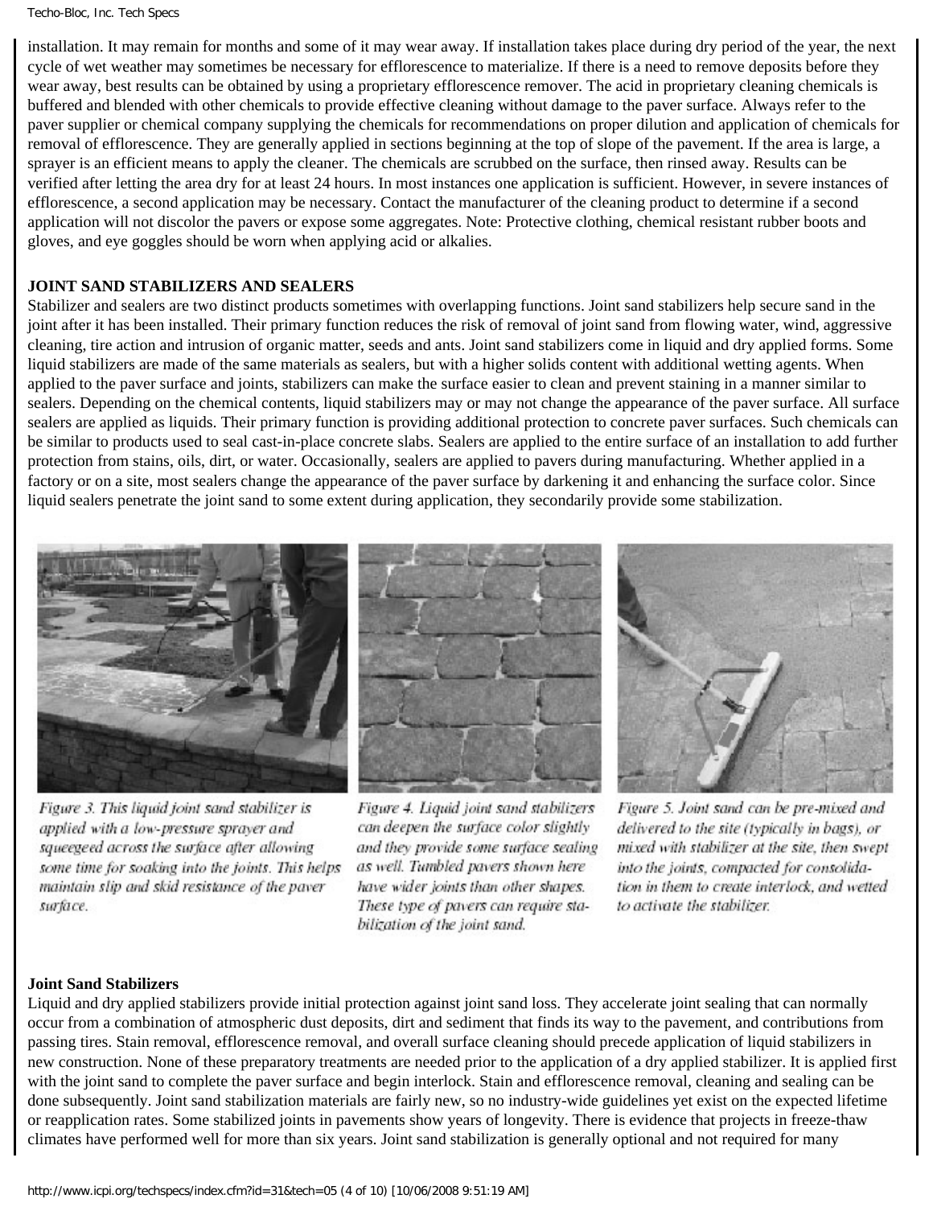installation. It may remain for months and some of it may wear away. If installation takes place during dry period of the year, the next cycle of wet weather may sometimes be necessary for efflorescence to materialize. If there is a need to remove deposits before they wear away, best results can be obtained by using a proprietary efflorescence remover. The acid in proprietary cleaning chemicals is buffered and blended with other chemicals to provide effective cleaning without damage to the paver surface. Always refer to the paver supplier or chemical company supplying the chemicals for recommendations on proper dilution and application of chemicals for removal of efflorescence. They are generally applied in sections beginning at the top of slope of the pavement. If the area is large, a sprayer is an efficient means to apply the cleaner. The chemicals are scrubbed on the surface, then rinsed away. Results can be verified after letting the area dry for at least 24 hours. In most instances one application is sufficient. However, in severe instances of efflorescence, a second application may be necessary. Contact the manufacturer of the cleaning product to determine if a second application will not discolor the pavers or expose some aggregates. Note: Protective clothing, chemical resistant rubber boots and gloves, and eye goggles should be worn when applying acid or alkalies.

## JOINT SAND STABILIZERS AND SEALERS

Stabilizer and sealers are two distinct products sometimes with overlapping functions. Joint sand stabilizers help secure sand in the joint after it has been installed. Their primary function reduces the risk of removal of joint sand from flowing water, wind, aggressive cleaning, tire action and intrusion of organic matter, seeds and ants. Joint sand stabilizers come in liquid and dry applied forms. Some liquid stabilizers are made of the same materials as sealers, but with a higher solids content with additional wetting agents. When applied to the paver surface and joints, stabilizers can make the surface easier to clean and prevent staining in a manner similar to sealers. Depending on the chemical contents, liquid stabilizers may or may not change the appearance of the paver surface. All surface sealers are applied as liquids. Their primary function is providing additional protection to concrete paver surfaces. Such chemicals can be similar to products used to seal cast-in-place concrete slabs. Sealers are applied to the entire surface of an installation to add further protection from stains, oils, dirt, or water. Occasionally, sealers are applied to pavers during manufacturing. Whether applied in a factory or on a site, most sealers change the appearance of the paver surface by darkening it and enhancing the surface color. Since liquid sealers penetrate the joint sand to some extent during application, they secondarily provide some stabilization.

*Figure 3. This liquid joint sand stabilizer is applied with a low-pressure sprayer and squeegeed across the surface after allowing some time for soaking into the joints. This helps maintain slip and skid resistance of the paver surface.*

*Figure 4. Liquid joint sand stabilizers can deepen the surface color slightly and they provide some surface sealing as well. Tumbled pavers shown here have wider joints than other shapes. These type of pavers can require stabilization of the joint sand.*

*Figure 5. Joint sand can be pre-mixed and delivered to the site (typically in bags), or mixed with stabilizer at the site, then swept into the joints, compacted for consolidation in them to create interlock, and wetted to activate the stabilizer.*

### Joint Sand Stabilizers

Liquid and dry applied stabilizers provide initial protection against joint sand loss. They accelerate joint sealing that can normally occur from a combination of atmospheric dust deposits, dirt and sediment that finds its way to the pavement, and contributions from passing tires. Stain removal, efflorescence removal, and overall surface cleaning should precede application of liquid stabilizers in new construction. None of these preparatory treatments are needed prior to the application of a dry applied stabilizer. It is applied first with the joint sand to complete the paver surface and begin interlock. Stain and efflorescence removal, cleaning and sealing can be done subsequently. Joint sand stabilization materials are fairly new, so no industry-wide guidelines yet exist on the expected lifetime or reapplication rates. Some stabilized joints in pavements show years of longevity. There is evidence that projects in freeze-thaw climates have performed well for more than six years. Joint sand stabilization is generally optional and not required for many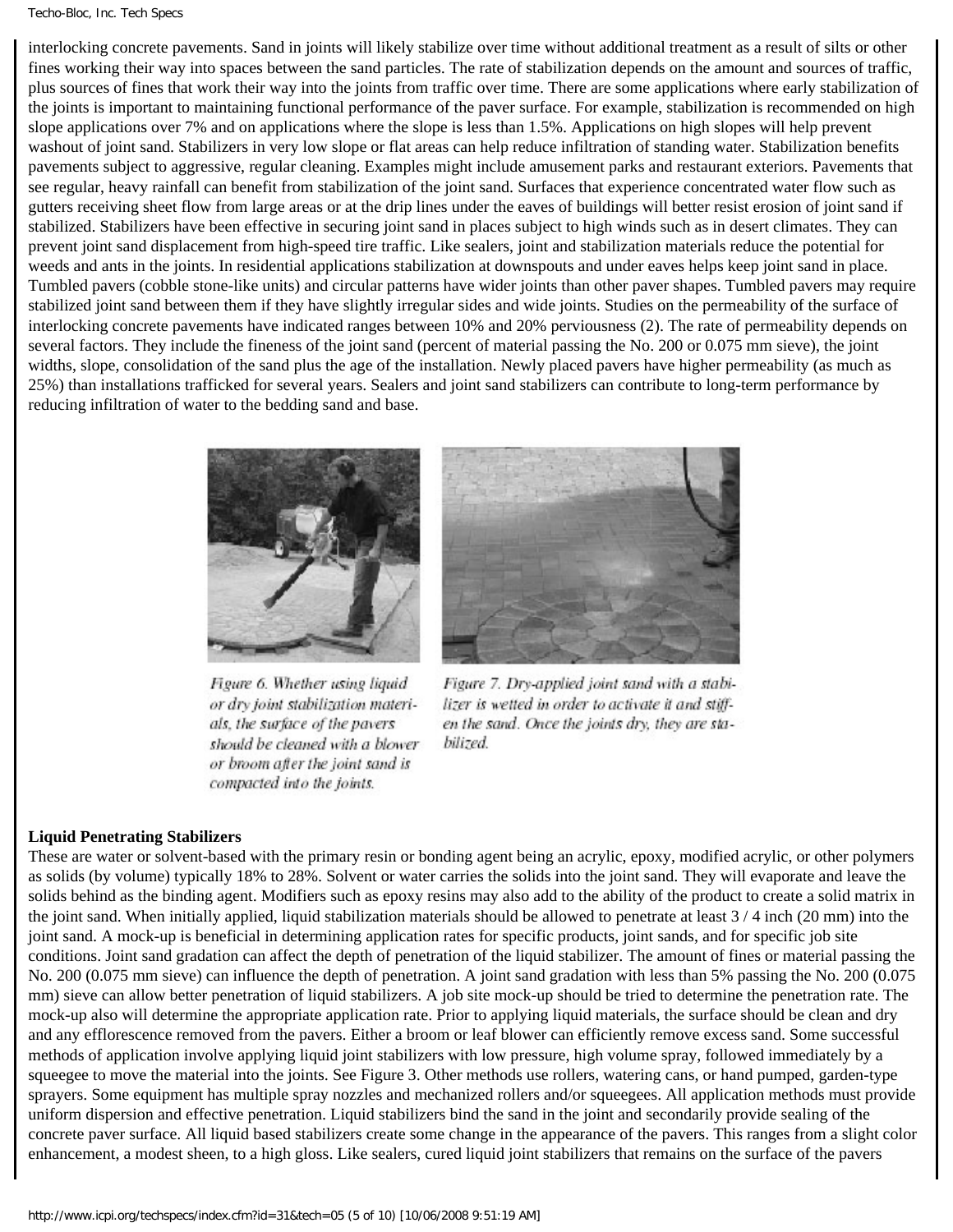interlocking concrete pavements. Sand in joints will likely stabilize over time without additional treatment as a result of silts or other fines working their way into spaces between the sand particles. The rate of stabilization depends on the amount and sources of traffic, plus sources of fines that work their way into the joints from traffic over time. There are some applications where early stabilization of the joints is important to maintaining functional performance of the paver surface. For example, stabilization is recommended on high slope applications over 7% and on applications where the slope is less than 1.5%. Applications on high slopes will help prevent washout of joint sand. Stabilizers in very low slope or flat areas can help reduce infiltration of standing water. Stabilization benefits pavements subject to aggressive, regular cleaning. Examples might include amusement parks and restaurant exteriors. Pavements that see regular, heavy rainfall can benefit from stabilization of the joint sand. Surfaces that experience concentrated water flow such as gutters receiving sheet flow from large areas or at the drip lines under the eaves of buildings will better resist erosion of joint sand if stabilized. Stabilizers have been effective in securing joint sand in places subject to high winds such as in desert climates. They can prevent joint sand displacement from high-speed tire traffic. Like sealers, joint and stabilization materials reduce the potential for weeds and ants in the joints. In residential applications stabilization at downspouts and under eaves helps keep joint sand in place. Tumbled pavers (cobble stone-like units) and circular patterns have wider joints than other paver shapes. Tumbled pavers may require stabilized joint sand between them if they have slightly irregular sides and wide joints. Studies on the permeability of the surface of interlocking concrete pavements have indicated ranges between 10% and 20% perviousness (2). The rate of permeability depends on several factors. They include the fineness of the joint sand (percent of material passing the No. 200 or 0.075 mm sieve), the joint widths, slope, consolidation of the sand plus the age of the installation. Newly placed pavers have higher permeability (as much as 25%) than installations trafficked for several years. Sealers and joint sand stabilizers can contribute to long-term performance by reducing infiltration of water to the bedding sand and base.

*Figure 6. Whether using liquid or dry joint stabilization materials, the surface of the pavers should be cleaned with a blower or broom after the joint sand is compacted into the joints.*

*Figure 7. Dry-applied joint sand with a stabilizer is wetted in order to activate it and stiffen the sand. Once the joints dry, they are stabilized.*

**Liquid Penetrating Stabilizers**

These are water or solvent-based with the primary resin or bonding agent being an acrylic, epoxy, modified acrylic, or other polymers as solids (by volume) typically 18% to 28%. Solvent or water carries the solids into the joint sand. They will evaporate and leave the solids behind as the binding agent. Modifiers such as epoxy resins may also add to the ability of the product to create a solid matrix in the joint sand. When initially applied, liquid stabilization materials should be allowed to penetrate at least 3 / 4 inch (20 mm) into the joint sand. A mock-up is beneficial in determining application rates for specific products, joint sands, and for specific job site conditions. Joint sand gradation can affect the depth of penetration of the liquid stabilizer. The amount of fines or material passing the No. 200 (0.075 mm sieve) can influence the depth of penetration. A joint sand gradation with less than 5% passing the No. 200 (0.075 mm) sieve can allow better penetration of liquid stabilizers. A job site mock-up should be tried to determine the penetration rate. The mock-up also will determine the appropriate application rate. Prior to applying liquid materials, the surface should be clean and dry and any efflorescence removed from the pavers. Either a broom or leaf blower can efficiently remove excess sand. Some successful methods of application involve applying liquid joint stabilizers with low pressure, high volume spray, followed immediately by a squeegee to move the material into the joints. See Figure 3. Other methods use rollers, watering cans, or hand pumped, garden-type sprayers. Some equipment has multiple spray nozzles and mechanized rollers and/or squeegees. All application methods must provide uniform dispersion and effective penetration. Liquid stabilizers bind the sand in the joint and secondarily provide sealing of the concrete paver surface. All liquid based stabilizers create some change in the appearance of the pavers. This ranges from a slight color enhancement, a modest sheen, to a high gloss. Like sealers, cured liquid joint stabilizers that remains on the surface of the pavers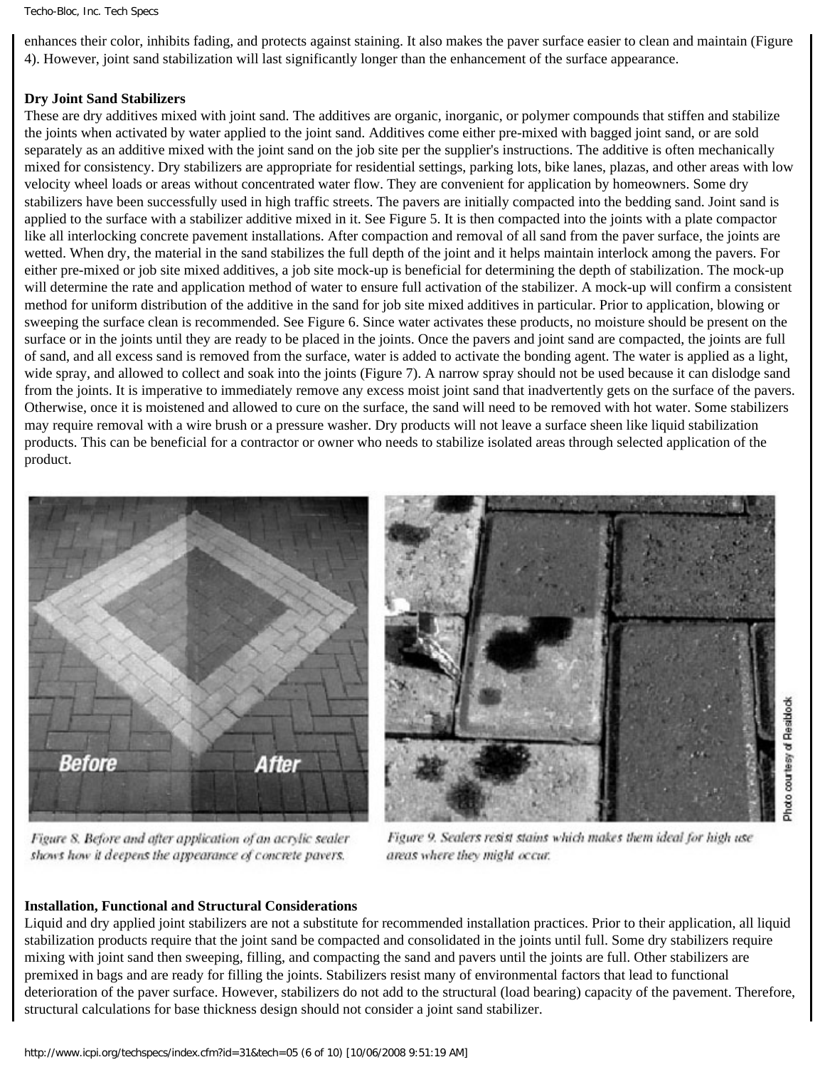enhances their color, inhibits fading, and protects against staining. It also makes the paver surface easier to clean and maintain (Figure 4). However, joint sand stabilization will last significantly longer than the enhancement of the surface appearance.

**Dry Joint Sand Stabilizers**

These are dry additives mixed with joint sand. The additives are organic, inorganic, or polymer compounds that stiffen and stabilize the joints when activated by water applied to the joint sand. Additives come either pre-mixed with bagged joint sand, or are sold separately as an additive mixed with the joint sand on the job site per the supplier's instructions. The additive is often mechanically mixed for consistency. Dry stabilizers are appropriate for residential settings, parking lots, bike lanes, plazas, and other areas with low velocity wheel loads or areas without concentrated water flow. They are convenient for application by homeowners. Some dry stabilizers have been successfully used in high traffic streets. The pavers are initially compacted into the bedding sand. Joint sand is applied to the surface with a stabilizer additive mixed in it. See Figure 5. It is then compacted into the joints with a plate compactor like all interlocking concrete pavement installations. After compaction and removal of all sand from the paver surface, the joints are wetted. When dry, the material in the sand stabilizes the full depth of the joint and it helps maintain interlock among the pavers. For either pre-mixed or job site mixed additives, a job site mock-up is beneficial for determining the depth of stabilization. The mock-up will determine the rate and application method of water to ensure full activation of the stabilizer. A mock-up will confirm a consistent method for uniform distribution of the additive in the sand for job site mixed additives in particular. Prior to application, blowing or sweeping the surface clean is recommended. See Figure 6. Since water activates these products, no moisture should be present on the surface or in the joints until they are ready to be placed in the joints. Once the pavers and joint sand are compacted, the joints are full of sand, and all excess sand is removed from the surface, water is added to activate the bonding agent. The water is applied as a light, wide spray, and allowed to collect and soak into the joints (Figure 7). A narrow spray should not be used because it can dislodge sand from the joints. It is imperative to immediately remove any excess moist joint sand that inadvertently gets on the surface of the pavers. Otherwise, once it is moistened and allowed to cure on the surface, the sand will need to be removed with hot water. Some stabilizers may require removal with a wire brush or a pressure washer. Dry products will not leave a surface sheen like liquid stabilization products. This can be beneficial for a contractor or owner who needs to stabilize isolated areas through selected application of the product.

*Figure 8. Before and after application of an acrylic sealer shows how it deepens the appearance of concrete pavers.*

*Figure 9. Sealers resist stains which makes them ideal for high use areas where they might occur.*

Photo courtesy of Resiblock

**Installation, Functional and Structural Considerations**

Liquid and dry applied joint stabilizers are not a substitute for recommended installation practices. Prior to their application, all liquid stabilization products require that the joint sand be compacted and consolidated in the joints until full. Some dry stabilizers require mixing with joint sand then sweeping, filling, and compacting the sand and pavers until the joints are full. Other stabilizers are premixed in bags and are ready for filling the joints. Stabilizers resist many of environmental factors that lead to functional deterioration of the paver surface. However, stabilizers do not add to the structural (load bearing) capacity of the pavement. Therefore, structural calculations for base thickness design should not consider a joint sand stabilizer.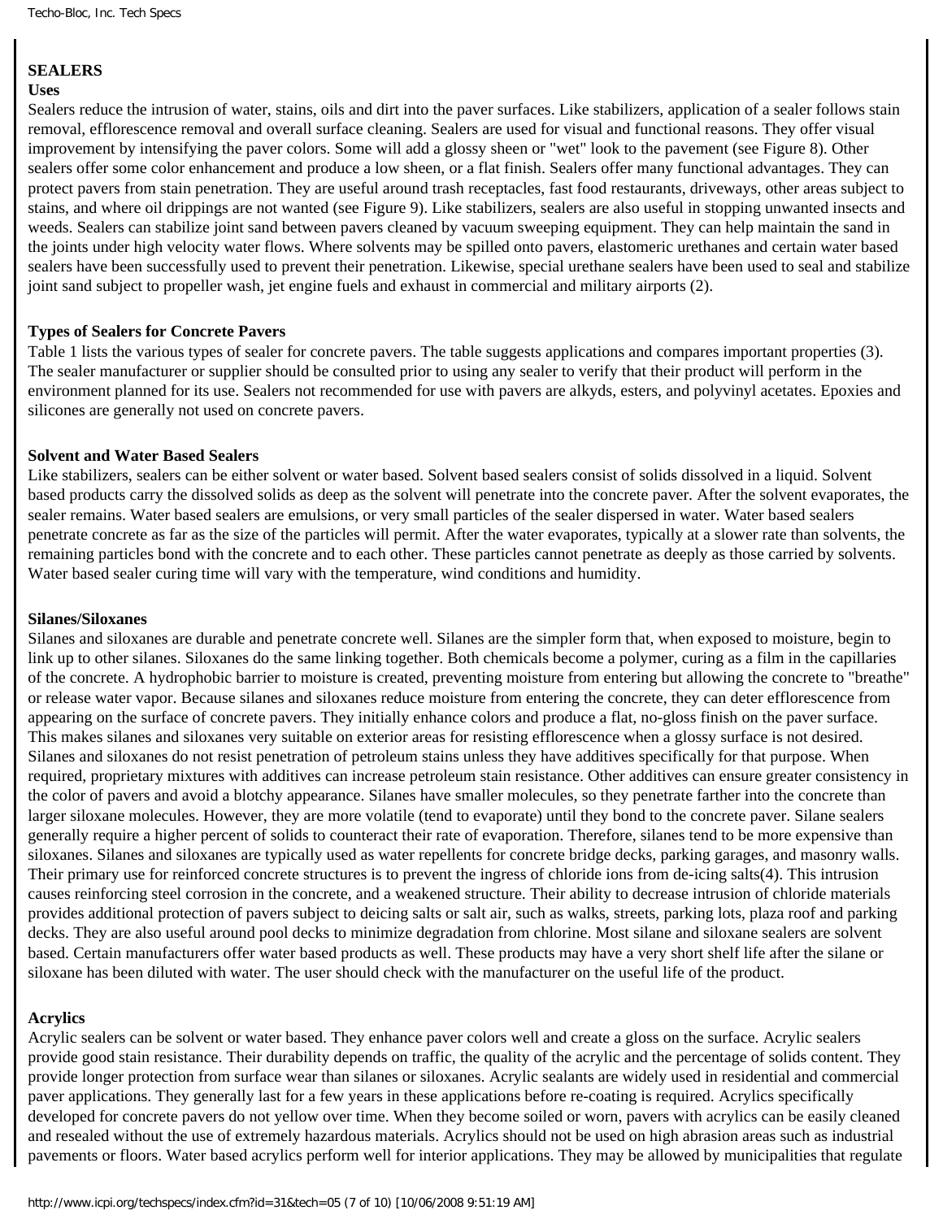## SEALERS

### Uses

Sealers reduce the intrusion of water, stains, oils and dirt into the paver surfaces. Like stabilizers, application of a sealer follows stain removal, efflorescence removal and overall surface cleaning. Sealers are used for visual and functional reasons. They offer visual improvement by intensifying the paver colors. Some will add a glossy sheen or "wet" look to the pavement (see Figure 8). Other sealers offer some color enhancement and produce a low sheen, or a flat finish. Sealers offer many functional advantages. They can protect pavers from stain penetration. They are useful around trash receptacles, fast food restaurants, driveways, other areas subject to stains, and where oil drippings are not wanted (see Figure 9). Like stabilizers, sealers are also useful in stopping unwanted insects and weeds. Sealers can stabilize joint sand between pavers cleaned by vacuum sweeping equipment. They can help maintain the sand in the joints under high velocity water flows. Where solvents may be spilled onto pavers, elastomeric urethanes and certain water based sealers have been successfully used to prevent their penetration. Likewise, special urethane sealers have been used to seal and stabilize joint sand subject to propeller wash, jet engine fuels and exhaust in commercial and military airports (2).

### Types of Sealers for Concrete Pavers

Table 1 lists the various types of sealer for concrete pavers. The table suggests applications and compares important properties (3). The sealer manufacturer or supplier should be consulted prior to using any sealer to verify that their product will perform in the environment planned for its use. Sealers not recommended for use with pavers are alkyds, esters, and polyvinyl acetates. Epoxies and silicones are generally not used on concrete pavers.

### Solvent and Water Based Sealers

Like stabilizers, sealers can be either solvent or water based. Solvent based sealers consist of solids dissolved in a liquid. Solvent based products carry the dissolved solids as deep as the solvent will penetrate into the concrete paver. After the solvent evaporates, the sealer remains. Water based sealers are emulsions, or very small particles of the sealer dispersed in water. Water based sealers penetrate concrete as far as the size of the particles will permit. After the water evaporates, typically at a slower rate than solvents, the remaining particles bond with the concrete and to each other. These particles cannot penetrate as deeply as those carried by solvents. Water based sealer curing time will vary with the temperature, wind conditions and humidity.

### Silanes/Siloxanes

Silanes and siloxanes are durable and penetrate concrete well. Silanes are the simpler form that, when exposed to moisture, begin to link up to other silanes. Siloxanes do the same linking together. Both chemicals become a polymer, curing as a film in the capillaries of the concrete. A hydrophobic barrier to moisture is created, preventing moisture from entering but allowing the concrete to "breathe" or release water vapor. Because silanes and siloxanes reduce moisture from entering the concrete, they can deter efflorescence from appearing on the surface of concrete pavers. They initially enhance colors and produce a flat, no-gloss finish on the paver surface. This makes silanes and siloxanes very suitable on exterior areas for resisting efflorescence when a glossy surface is not desired. Silanes and siloxanes do not resist penetration of petroleum stains unless they have additives specifically for that purpose. When required, proprietary mixtures with additives can increase petroleum stain resistance. Other additives can ensure greater consistency in the color of pavers and avoid a blotchy appearance. Silanes have smaller molecules, so they penetrate farther into the concrete than larger siloxane molecules. However, they are more volatile (tend to evaporate) until they bond to the concrete paver. Silane sealers generally require a higher percent of solids to counteract their rate of evaporation. Therefore, silanes tend to be more expensive than siloxanes. Silanes and siloxanes are typically used as water repellents for concrete bridge decks, parking garages, and masonry walls. Their primary use for reinforced concrete structures is to prevent the ingress of chloride ions from de-icing salts(4). This intrusion causes reinforcing steel corrosion in the concrete, and a weakened structure. Their ability to decrease intrusion of chloride materials provides additional protection of pavers subject to deicing salts or salt air, such as walks, streets, parking lots, plaza roof and parking decks. They are also useful around pool decks to minimize degradation from chlorine. Most silane and siloxane sealers are solvent based. Certain manufacturers offer water based products as well. These products may have a very short shelf life after the silane or siloxane has been diluted with water. The user should check with the manufacturer on the useful life of the product.

### Acrylics

Acrylic sealers can be solvent or water based. They enhance paver colors well and create a gloss on the surface. Acrylic sealers provide good stain resistance. Their durability depends on traffic, the quality of the acrylic and the percentage of solids content. They provide longer protection from surface wear than silanes or siloxanes. Acrylic sealants are widely used in residential and commercial paver applications. They generally last for a few years in these applications before re-coating is required. Acrylics specifically developed for concrete pavers do not yellow over time. When they become soiled or worn, pavers with acrylics can be easily cleaned and resealed without the use of extremely hazardous materials. Acrylics should not be used on high abrasion areas such as industrial pavements or floors. Water based acrylics perform well for interior applications. They may be allowed by municipalities that regulate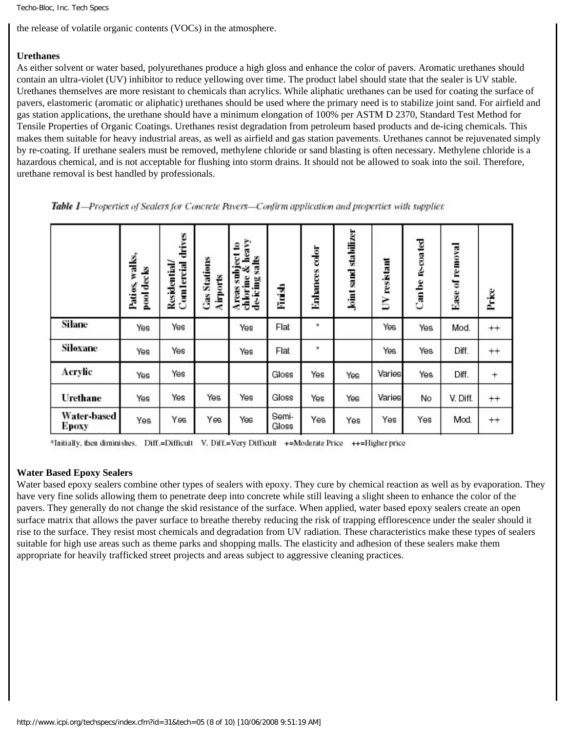the release of volatile organic contents (VOCs) in the atmosphere.

**Urethanes**

As either solvent or water based, polyurethanes produce a high gloss and enhance the color of pavers. Aromatic urethanes should contain an ultra-violet (UV) inhibitor to reduce yellowing over time. The product label should state that the sealer is UV stable. Urethanes themselves are more resistant to chemicals than acrylics. While aliphatic urethanes can be used for coating the surface of pavers, elastomeric (aromatic or aliphatic) urethanes should be used where the primary need is to stabilize joint sand. For airfield and gas station applications, the urethane should have a minimum elongation of 100% per ASTM D 2370, Standard Test Method for Tensile Properties of Organic Coatings. Urethanes resist degradation from petroleum based products and de-icing chemicals. This makes them suitable for heavy industrial areas, as well as airfield and gas station pavements. Urethanes cannot be rejuvenated simply by re-coating. If urethane sealers must be removed, methylene chloride or sand blasting is often necessary. Methylene chloride is a hazardous chemical, and is not acceptable for flushing into storm drains. It should not be allowed to soak into the soil. Therefore, urethane removal is best handled by professionals.

***Table 1**—Properties of Sealers for Concrete Pavers—Confirm application and properties with supplier.*

| | Patios, walks, pool decks | Residential/ Comlercial drives | Gas Stations Airports | Areas subject to chlorine & heavy de-icing salts | Finish | Enhances color | Joint sand stabilizer | UV resistant | Can be re-coated | Ease of removal | Price |
|---|---|---|---|---|---|---|---|---|---|---|---|
| **Silane** | Yes | Yes | | Yes | Flat | * | | Yes | Yes | Mod. | ++ |
| **Siloxane** | Yes | Yes | | Yes | Flat | * | | Yes | Yes | Diff. | ++ |
| **Acrylic** | Yes | Yes | | | Gloss | Yes | Yes | Varies | Yes | Diff. | + |
| **Urethane** | Yes | Yes | Yes | Yes | Gloss | Yes | Yes | Varies | No | V. Diff. | ++ |
| **Water-based Epoxy** | Yes | Yes | Yes | Yes | Semi-Gloss | Yes | Yes | Yes | Yes | Mod. | ++ |

*Initially, then diminishes. Diff.=Difficult V. Diff.=Very Difficult +=Moderate Price ++=Higher price

**Water Based Epoxy Sealers**

Water based epoxy sealers combine other types of sealers with epoxy. They cure by chemical reaction as well as by evaporation. They have very fine solids allowing them to penetrate deep into concrete while still leaving a slight sheen to enhance the color of the pavers. They generally do not change the skid resistance of the surface. When applied, water based epoxy sealers create an open surface matrix that allows the paver surface to breathe thereby reducing the risk of trapping efflorescence under the sealer should it rise to the surface. They resist most chemicals and degradation from UV radiation. These characteristics make these types of sealers suitable for high use areas such as theme parks and shopping malls. The elasticity and adhesion of these sealers make them appropriate for heavily trafficked street projects and areas subject to aggressive cleaning practices.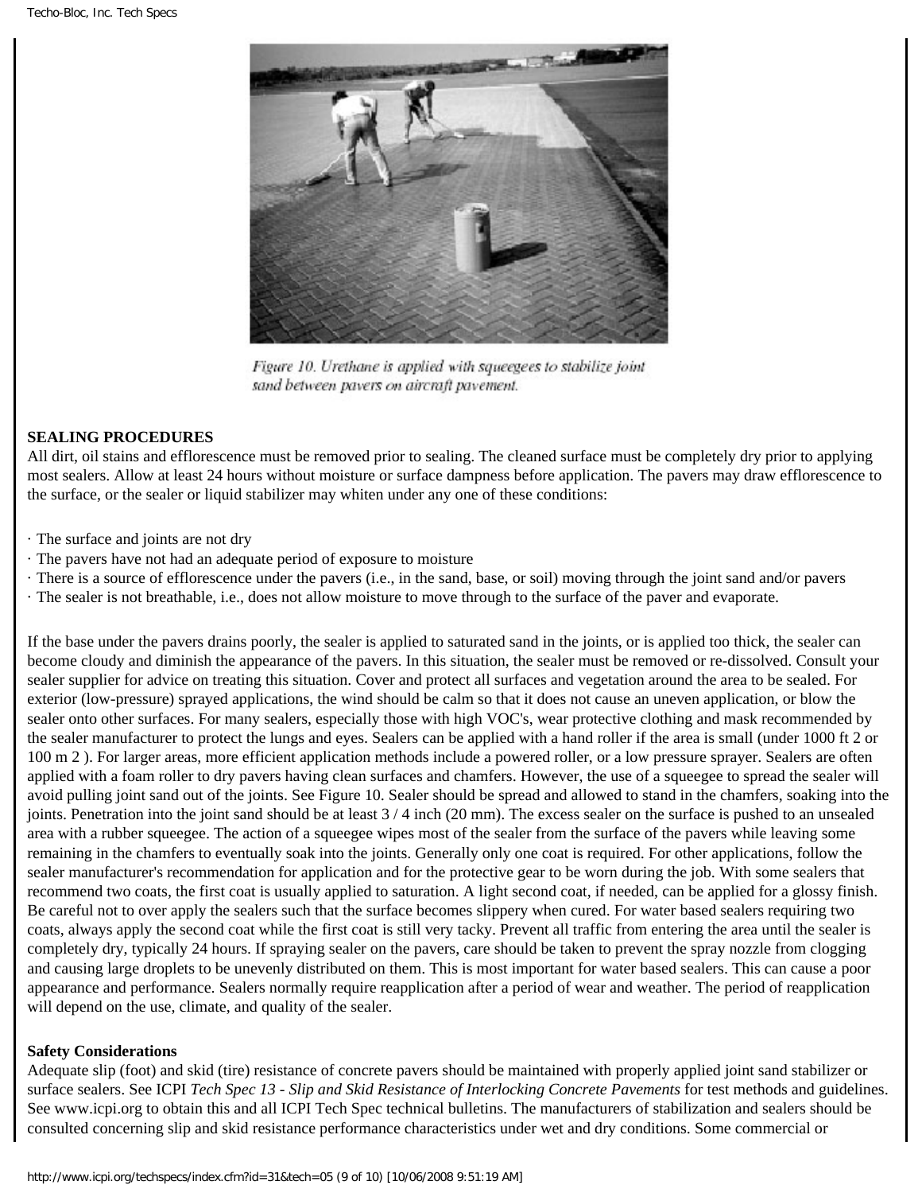Figure 10. Urethane is applied with squeegees to stabilize joint sand between pavers on aircraft pavement.

**SEALING PROCEDURES**

All dirt, oil stains and efflorescence must be removed prior to sealing. The cleaned surface must be completely dry prior to applying most sealers. Allow at least 24 hours without moisture or surface dampness before application. The pavers may draw efflorescence to the surface, or the sealer or liquid stabilizer may whiten under any one of these conditions:

- The surface and joints are not dry
- The pavers have not had an adequate period of exposure to moisture
- There is a source of efflorescence under the pavers (i.e., in the sand, base, or soil) moving through the joint sand and/or pavers
- The sealer is not breathable, i.e., does not allow moisture to move through to the surface of the paver and evaporate.

If the base under the pavers drains poorly, the sealer is applied to saturated sand in the joints, or is applied too thick, the sealer can become cloudy and diminish the appearance of the pavers. In this situation, the sealer must be removed or re-dissolved. Consult your sealer supplier for advice on treating this situation. Cover and protect all surfaces and vegetation around the area to be sealed. For exterior (low-pressure) sprayed applications, the wind should be calm so that it does not cause an uneven application, or blow the sealer onto other surfaces. For many sealers, especially those with high VOC's, wear protective clothing and mask recommended by the sealer manufacturer to protect the lungs and eyes. Sealers can be applied with a hand roller if the area is small (under 1000 ft $^2$ or 100 m $^2$ ). For larger areas, more efficient application methods include a powered roller, or a low pressure sprayer. Sealers are often applied with a foam roller to dry pavers having clean surfaces and chamfers. However, the use of a squeegee to spread the sealer will avoid pulling joint sand out of the joints. See Figure 10. Sealer should be spread and allowed to stand in the chamfers, soaking into the joints. Penetration into the joint sand should be at least 3 / 4 inch (20 mm). The excess sealer on the surface is pushed to an unsealed area with a rubber squeegee. The action of a squeegee wipes most of the sealer from the surface of the pavers while leaving some remaining in the chamfers to eventually soak into the joints. Generally only one coat is required. For other applications, follow the sealer manufacturer's recommendation for application and for the protective gear to be worn during the job. With some sealers that recommend two coats, the first coat is usually applied to saturation. A light second coat, if needed, can be applied for a glossy finish. Be careful not to over apply the sealers such that the surface becomes slippery when cured. For water based sealers requiring two coats, always apply the second coat while the first coat is still very tacky. Prevent all traffic from entering the area until the sealer is completely dry, typically 24 hours. If spraying sealer on the pavers, care should be taken to prevent the spray nozzle from clogging and causing large droplets to be unevenly distributed on them. This is most important for water based sealers. This can cause a poor appearance and performance. Sealers normally require reapplication after a period of wear and weather. The period of reapplication will depend on the use, climate, and quality of the sealer.

**Safety Considerations**

Adequate slip (foot) and skid (tire) resistance of concrete pavers should be maintained with properly applied joint sand stabilizer or surface sealers. See ICPI *Tech Spec 13 - Slip and Skid Resistance of Interlocking Concrete Pavements* for test methods and guidelines. See www.icpi.org to obtain this and all ICPI Tech Spec technical bulletins. The manufacturers of stabilization and sealers should be consulted concerning slip and skid resistance performance characteristics under wet and dry conditions. Some commercial or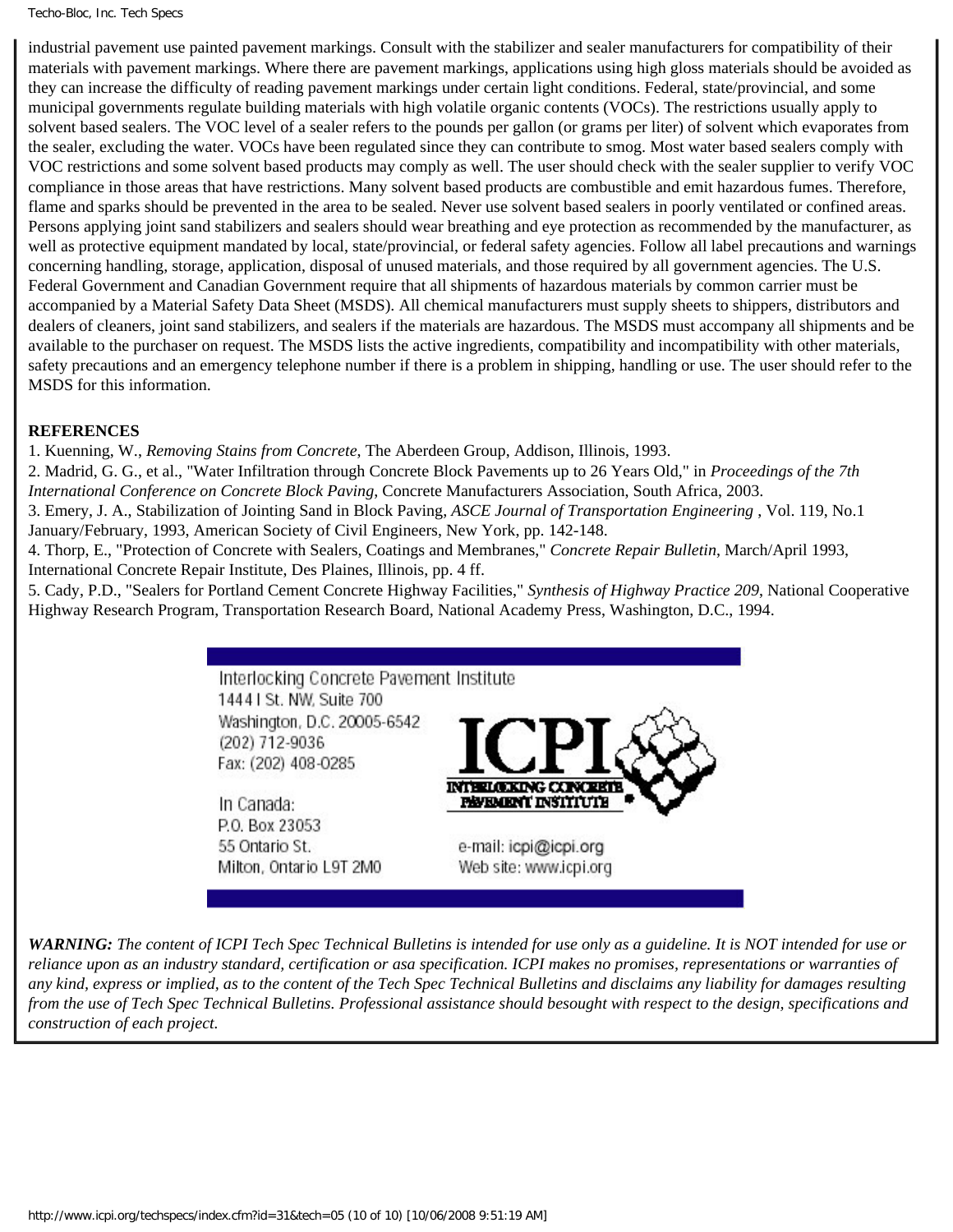industrial pavement use painted pavement markings. Consult with the stabilizer and sealer manufacturers for compatibility of their materials with pavement markings. Where there are pavement markings, applications using high gloss materials should be avoided as they can increase the difficulty of reading pavement markings under certain light conditions. Federal, state/provincial, and some municipal governments regulate building materials with high volatile organic contents (VOCs). The restrictions usually apply to solvent based sealers. The VOC level of a sealer refers to the pounds per gallon (or grams per liter) of solvent which evaporates from the sealer, excluding the water. VOCs have been regulated since they can contribute to smog. Most water based sealers comply with VOC restrictions and some solvent based products may comply as well. The user should check with the sealer supplier to verify VOC compliance in those areas that have restrictions. Many solvent based products are combustible and emit hazardous fumes. Therefore, flame and sparks should be prevented in the area to be sealed. Never use solvent based sealers in poorly ventilated or confined areas. Persons applying joint sand stabilizers and sealers should wear breathing and eye protection as recommended by the manufacturer, as well as protective equipment mandated by local, state/provincial, or federal safety agencies. Follow all label precautions and warnings concerning handling, storage, application, disposal of unused materials, and those required by all government agencies. The U.S. Federal Government and Canadian Government require that all shipments of hazardous materials by common carrier must be accompanied by a Material Safety Data Sheet (MSDS). All chemical manufacturers must supply sheets to shippers, distributors and dealers of cleaners, joint sand stabilizers, and sealers if the materials are hazardous. The MSDS must accompany all shipments and be available to the purchaser on request. The MSDS lists the active ingredients, compatibility and incompatibility with other materials, safety precautions and an emergency telephone number if there is a problem in shipping, handling or use. The user should refer to the MSDS for this information.

**REFERENCES**

1. Kuenning, W., *Removing Stains from Concrete*, The Aberdeen Group, Addison, Illinois, 1993.
2. Madrid, G. G., et al., "Water Infiltration through Concrete Block Pavements up to 26 Years Old," in *Proceedings of the 7th International Conference on Concrete Block Paving*, Concrete Manufacturers Association, South Africa, 2003.
3. Emery, J. A., Stabilization of Jointing Sand in Block Paving, *ASCE Journal of Transportation Engineering* , Vol. 119, No.1 January/February, 1993, American Society of Civil Engineers, New York, pp. 142-148.
4. Thorp, E., "Protection of Concrete with Sealers, Coatings and Membranes," *Concrete Repair Bulletin*, March/April 1993, International Concrete Repair Institute, Des Plaines, Illinois, pp. 4 ff.
5. Cady, P.D., "Sealers for Portland Cement Concrete Highway Facilities," *Synthesis of Highway Practice 209*, National Cooperative Highway Research Program, Transportation Research Board, National Academy Press, Washington, D.C., 1994.

Interlocking Concrete Pavement Institute
1444 I St. NW, Suite 700
Washington, D.C. 20005-6542
(202) 712-9036
Fax: (202) 408-0285

In Canada:
P.O. Box 23053
55 Ontario St.
Milton, Ontario L9T 2M0

ICPI
INTERLOCKING CONCRETE PAVEMENT INSTITUTE

e-mail: icpi@icpi.org
Web site: www.icpi.org

***WARNING:** The content of ICPI Tech Spec Technical Bulletins is intended for use only as a guideline. It is NOT intended for use or reliance upon as an industry standard, certification or asa specification. ICPI makes no promises, representations or warranties of any kind, express or implied, as to the content of the Tech Spec Technical Bulletins and disclaims any liability for damages resulting from the use of Tech Spec Technical Bulletins. Professional assistance should besought with respect to the design, specifications and construction of each project.*